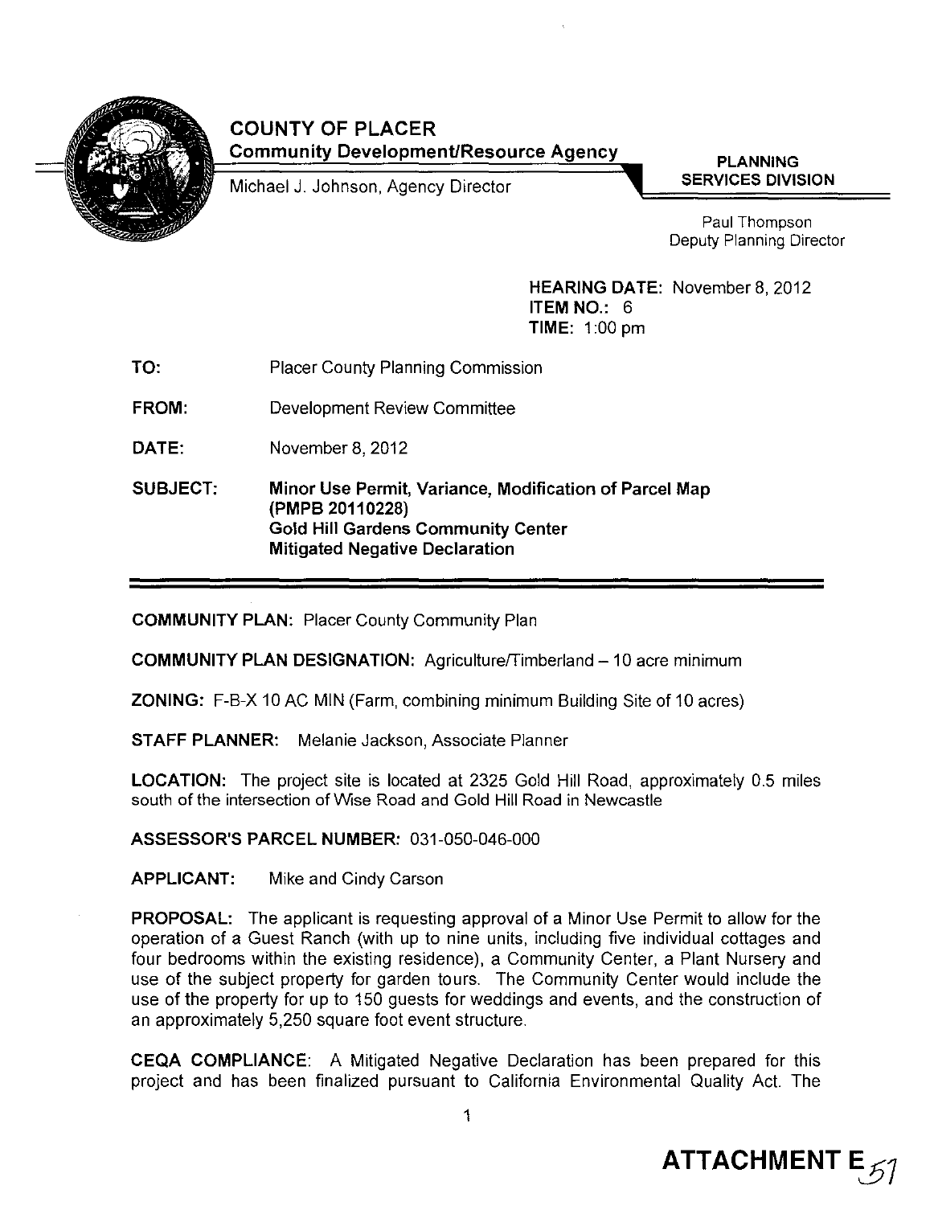# COUNTY OF PLACER

**Community Development/Resource Agency**

Michael J. Johnson, Agency Director

**PLANNING SERVICES DIVISION**

Paul Thompson
Deputy Planning Director

**HEARING DATE:** November 8, 2012
**ITEM NO.:** 6
**TIME:** 1:00 pm

**TO:** Placer County Planning Commission

**FROM:** Development Review Committee

**DATE:** November 8, 2012

**SUBJECT:** **Minor Use Permit, Variance, Modification of Parcel Map (PMPB 20110228)**
**Gold Hill Gardens Community Center**
**Mitigated Negative Declaration**

---

**COMMUNITY PLAN:** Placer County Community Plan

**COMMUNITY PLAN DESIGNATION:** Agriculture/Timberland – 10 acre minimum

**ZONING:** F-B-X 10 AC MIN (Farm, combining minimum Building Site of 10 acres)

**STAFF PLANNER:** Melanie Jackson, Associate Planner

**LOCATION:** The project site is located at 2325 Gold Hill Road, approximately 0.5 miles south of the intersection of Wise Road and Gold Hill Road in Newcastle

**ASSESSOR'S PARCEL NUMBER:** 031-050-046-000

**APPLICANT:** Mike and Cindy Carson

**PROPOSAL:** The applicant is requesting approval of a Minor Use Permit to allow for the operation of a Guest Ranch (with up to nine units, including five individual cottages and four bedrooms within the existing residence), a Community Center, a Plant Nursery and use of the subject property for garden tours. The Community Center would include the use of the property for up to 150 guests for weddings and events, and the construction of an approximately 5,250 square foot event structure.

**CEQA COMPLIANCE:** A Mitigated Negative Declaration has been prepared for this project and has been finalized pursuant to California Environmental Quality Act. The

**ATTACHMENT E**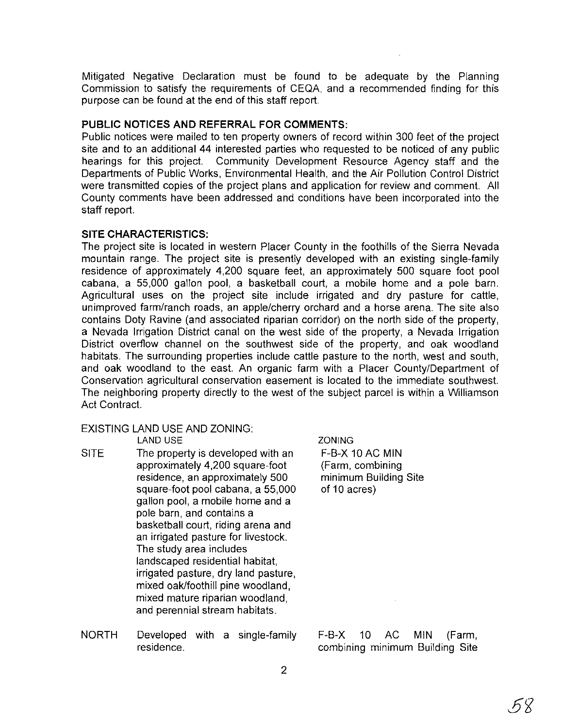Mitigated Negative Declaration must be found to be adequate by the Planning Commission to satisfy the requirements of CEQA, and a recommended finding for this purpose can be found at the end of this staff report.

**PUBLIC NOTICES AND REFERRAL FOR COMMENTS:**

Public notices were mailed to ten property owners of record within 300 feet of the project site and to an additional 44 interested parties who requested to be noticed of any public hearings for this project. Community Development Resource Agency staff and the Departments of Public Works, Environmental Health, and the Air Pollution Control District were transmitted copies of the project plans and application for review and comment. All County comments have been addressed and conditions have been incorporated into the staff report.

**SITE CHARACTERISTICS:**

The project site is located in western Placer County in the foothills of the Sierra Nevada mountain range. The project site is presently developed with an existing single-family residence of approximately 4,200 square feet, an approximately 500 square foot pool cabana, a 55,000 gallon pool, a basketball court, a mobile home and a pole barn. Agricultural uses on the project site include irrigated and dry pasture for cattle, unimproved farm/ranch roads, an apple/cherry orchard and a horse arena. The site also contains Doty Ravine (and associated riparian corridor) on the north side of the property, a Nevada Irrigation District canal on the west side of the property, a Nevada Irrigation District overflow channel on the southwest side of the property, and oak woodland habitats. The surrounding properties include cattle pasture to the north, west and south, and oak woodland to the east. An organic farm with a Placer County/Department of Conservation agricultural conservation easement is located to the immediate southwest. The neighboring property directly to the west of the subject parcel is within a Williamson Act Contract.

EXISTING LAND USE AND ZONING:

| | LAND USE | ZONING |
|---|---|---|
| SITE | The property is developed with an approximately 4,200 square-foot residence, an approximately 500 square-foot pool cabana, a 55,000 gallon pool, a mobile home and a pole barn, and contains a basketball court, riding arena and an irrigated pasture for livestock. The study area includes landscaped residential habitat, irrigated pasture, dry land pasture, mixed oak/foothill pine woodland, mixed mature riparian woodland, and perennial stream habitats. | F-B-X 10 AC MIN (Farm, combining minimum Building Site of 10 acres) |
| NORTH | Developed with a single-family residence. | F-B-X 10 AC MIN (Farm, combining minimum Building Site |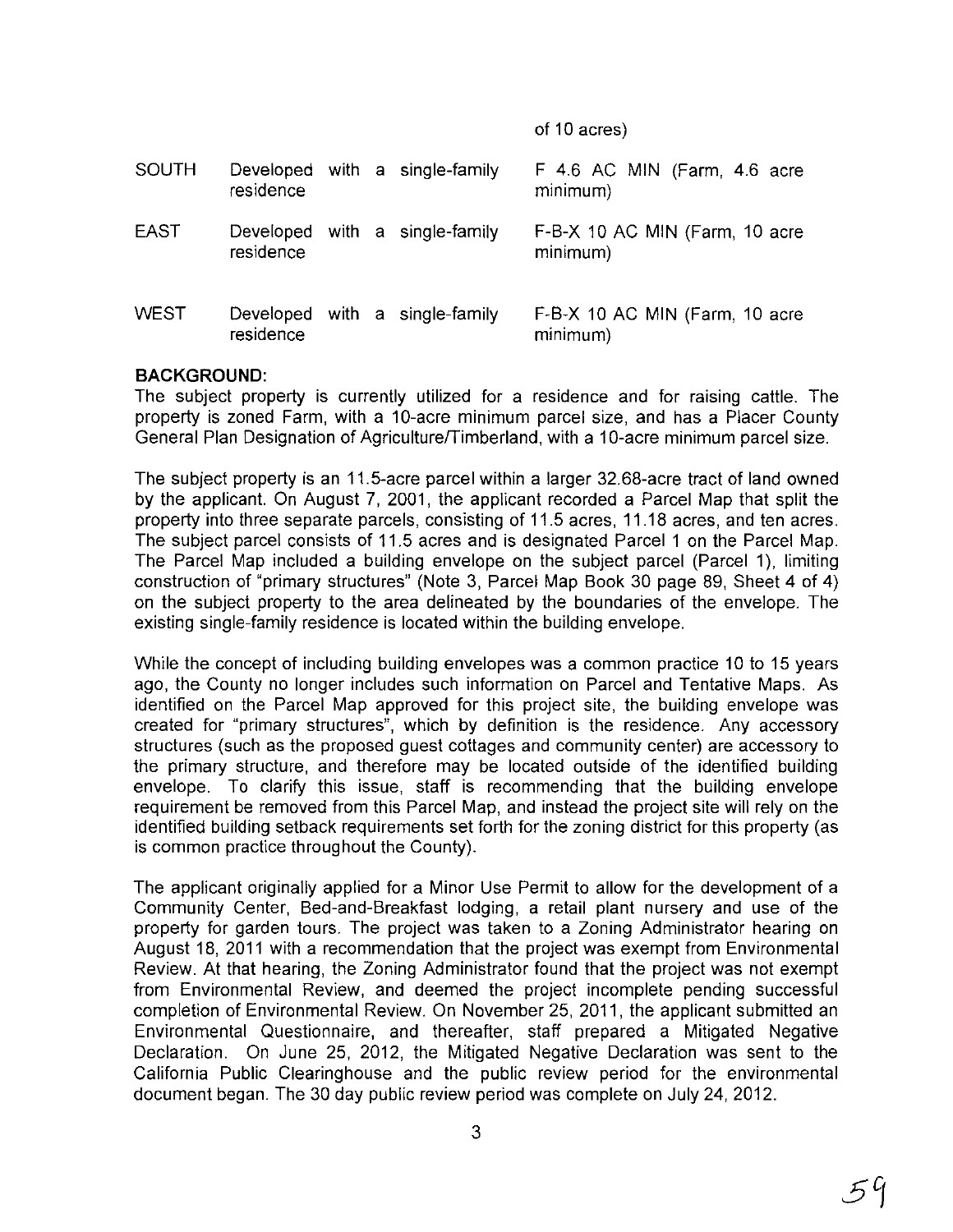| | | of 10 acres) |
|---|---|---|
| SOUTH | Developed with a single-family residence | F 4.6 AC MIN (Farm, 4.6 acre minimum) |
| EAST | Developed with a single-family residence | F-B-X 10 AC MIN (Farm, 10 acre minimum) |
| WEST | Developed with a single-family residence | F-B-X 10 AC MIN (Farm, 10 acre minimum) |

**BACKGROUND:**

The subject property is currently utilized for a residence and for raising cattle. The property is zoned Farm, with a 10-acre minimum parcel size, and has a Placer County General Plan Designation of Agriculture/Timberland, with a 10-acre minimum parcel size.

The subject property is an 11.5-acre parcel within a larger 32.68-acre tract of land owned by the applicant. On August 7, 2001, the applicant recorded a Parcel Map that split the property into three separate parcels, consisting of 11.5 acres, 11.18 acres, and ten acres. The subject parcel consists of 11.5 acres and is designated Parcel 1 on the Parcel Map. The Parcel Map included a building envelope on the subject parcel (Parcel 1), limiting construction of "primary structures" (Note 3, Parcel Map Book 30 page 89, Sheet 4 of 4) on the subject property to the area delineated by the boundaries of the envelope. The existing single-family residence is located within the building envelope.

While the concept of including building envelopes was a common practice 10 to 15 years ago, the County no longer includes such information on Parcel and Tentative Maps. As identified on the Parcel Map approved for this project site, the building envelope was created for "primary structures", which by definition is the residence. Any accessory structures (such as the proposed guest cottages and community center) are accessory to the primary structure, and therefore may be located outside of the identified building envelope. To clarify this issue, staff is recommending that the building envelope requirement be removed from this Parcel Map, and instead the project site will rely on the identified building setback requirements set forth for the zoning district for this property (as is common practice throughout the County).

The applicant originally applied for a Minor Use Permit to allow for the development of a Community Center, Bed-and-Breakfast lodging, a retail plant nursery and use of the property for garden tours. The project was taken to a Zoning Administrator hearing on August 18, 2011 with a recommendation that the project was exempt from Environmental Review. At that hearing, the Zoning Administrator found that the project was not exempt from Environmental Review, and deemed the project incomplete pending successful completion of Environmental Review. On November 25, 2011, the applicant submitted an Environmental Questionnaire, and thereafter, staff prepared a Mitigated Negative Declaration. On June 25, 2012, the Mitigated Negative Declaration was sent to the California Public Clearinghouse and the public review period for the environmental document began. The 30 day public review period was complete on July 24, 2012.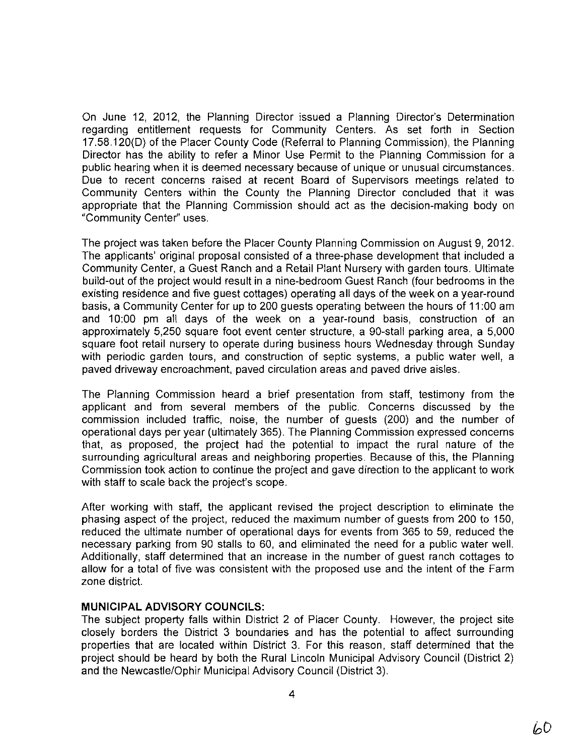On June 12, 2012, the Planning Director issued a Planning Director's Determination regarding entitlement requests for Community Centers. As set forth in Section 17.58.120(D) of the Placer County Code (Referral to Planning Commission), the Planning Director has the ability to refer a Minor Use Permit to the Planning Commission for a public hearing when it is deemed necessary because of unique or unusual circumstances. Due to recent concerns raised at recent Board of Supervisors meetings related to Community Centers within the County the Planning Director concluded that it was appropriate that the Planning Commission should act as the decision-making body on "Community Center" uses.

The project was taken before the Placer County Planning Commission on August 9, 2012. The applicants' original proposal consisted of a three-phase development that included a Community Center, a Guest Ranch and a Retail Plant Nursery with garden tours. Ultimate build-out of the project would result in a nine-bedroom Guest Ranch (four bedrooms in the existing residence and five guest cottages) operating all days of the week on a year-round basis, a Community Center for up to 200 guests operating between the hours of 11:00 am and 10:00 pm all days of the week on a year-round basis, construction of an approximately 5,250 square foot event center structure, a 90-stall parking area, a 5,000 square foot retail nursery to operate during business hours Wednesday through Sunday with periodic garden tours, and construction of septic systems, a public water well, a paved driveway encroachment, paved circulation areas and paved drive aisles.

The Planning Commission heard a brief presentation from staff, testimony from the applicant and from several members of the public. Concerns discussed by the commission included traffic, noise, the number of guests (200) and the number of operational days per year (ultimately 365). The Planning Commission expressed concerns that, as proposed, the project had the potential to impact the rural nature of the surrounding agricultural areas and neighboring properties. Because of this, the Planning Commission took action to continue the project and gave direction to the applicant to work with staff to scale back the project's scope.

After working with staff, the applicant revised the project description to eliminate the phasing aspect of the project, reduced the maximum number of guests from 200 to 150, reduced the ultimate number of operational days for events from 365 to 59, reduced the necessary parking from 90 stalls to 60, and eliminated the need for a public water well. Additionally, staff determined that an increase in the number of guest ranch cottages to allow for a total of five was consistent with the proposed use and the intent of the Farm zone district.

**MUNICIPAL ADVISORY COUNCILS:**

The subject property falls within District 2 of Placer County. However, the project site closely borders the District 3 boundaries and has the potential to affect surrounding properties that are located within District 3. For this reason, staff determined that the project should be heard by both the Rural Lincoln Municipal Advisory Council (District 2) and the Newcastle/Ophir Municipal Advisory Council (District 3).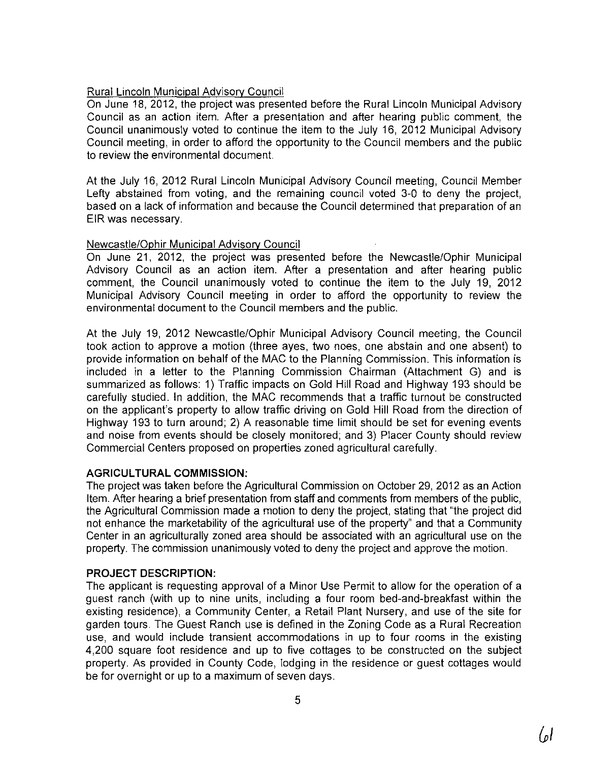Rural Lincoln Municipal Advisory Council

On June 18, 2012, the project was presented before the Rural Lincoln Municipal Advisory Council as an action item. After a presentation and after hearing public comment, the Council unanimously voted to continue the item to the July 16, 2012 Municipal Advisory Council meeting, in order to afford the opportunity to the Council members and the public to review the environmental document.

At the July 16, 2012 Rural Lincoln Municipal Advisory Council meeting, Council Member Lefty abstained from voting, and the remaining council voted 3-0 to deny the project, based on a lack of information and because the Council determined that preparation of an EIR was necessary.

Newcastle/Ophir Municipal Advisory Council

On June 21, 2012, the project was presented before the Newcastle/Ophir Municipal Advisory Council as an action item. After a presentation and after hearing public comment, the Council unanimously voted to continue the item to the July 19, 2012 Municipal Advisory Council meeting in order to afford the opportunity to review the environmental document to the Council members and the public.

At the July 19, 2012 Newcastle/Ophir Municipal Advisory Council meeting, the Council took action to approve a motion (three ayes, two noes, one abstain and one absent) to provide information on behalf of the MAC to the Planning Commission. This information is included in a letter to the Planning Commission Chairman (Attachment G) and is summarized as follows: 1) Traffic impacts on Gold Hill Road and Highway 193 should be carefully studied. In addition, the MAC recommends that a traffic turnout be constructed on the applicant's property to allow traffic driving on Gold Hill Road from the direction of Highway 193 to turn around; 2) A reasonable time limit should be set for evening events and noise from events should be closely monitored; and 3) Placer County should review Commercial Centers proposed on properties zoned agricultural carefully.

**AGRICULTURAL COMMISSION:**

The project was taken before the Agricultural Commission on October 29, 2012 as an Action Item. After hearing a brief presentation from staff and comments from members of the public, the Agricultural Commission made a motion to deny the project, stating that "the project did not enhance the marketability of the agricultural use of the property" and that a Community Center in an agriculturally zoned area should be associated with an agricultural use on the property. The commission unanimously voted to deny the project and approve the motion.

**PROJECT DESCRIPTION:**

The applicant is requesting approval of a Minor Use Permit to allow for the operation of a guest ranch (with up to nine units, including a four room bed-and-breakfast within the existing residence), a Community Center, a Retail Plant Nursery, and use of the site for garden tours. The Guest Ranch use is defined in the Zoning Code as a Rural Recreation use, and would include transient accommodations in up to four rooms in the existing 4,200 square foot residence and up to five cottages to be constructed on the subject property. As provided in County Code, lodging in the residence or guest cottages would be for overnight or up to a maximum of seven days.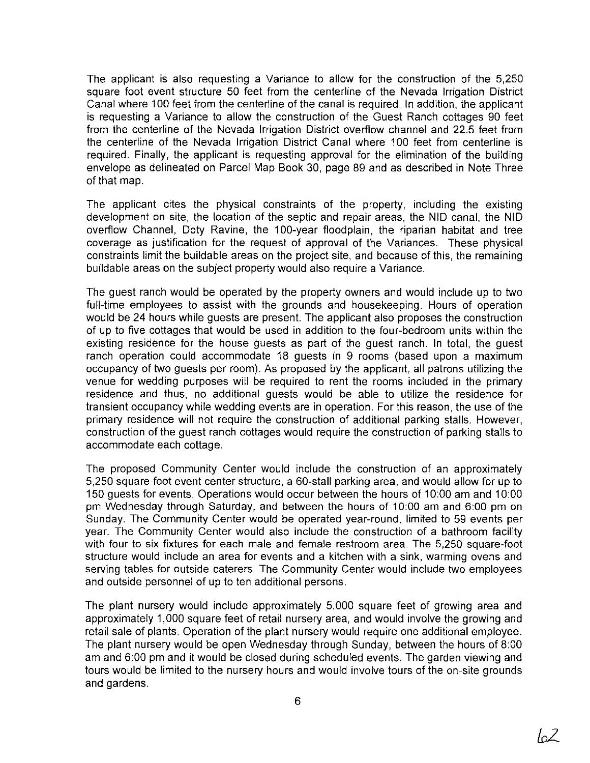The applicant is also requesting a Variance to allow for the construction of the 5,250 square foot event structure 50 feet from the centerline of the Nevada Irrigation District Canal where 100 feet from the centerline of the canal is required. In addition, the applicant is requesting a Variance to allow the construction of the Guest Ranch cottages 90 feet from the centerline of the Nevada Irrigation District overflow channel and 22.5 feet from the centerline of the Nevada Irrigation District Canal where 100 feet from centerline is required. Finally, the applicant is requesting approval for the elimination of the building envelope as delineated on Parcel Map Book 30, page 89 and as described in Note Three of that map.

The applicant cites the physical constraints of the property, including the existing development on site, the location of the septic and repair areas, the NID canal, the NID overflow Channel, Doty Ravine, the 100-year floodplain, the riparian habitat and tree coverage as justification for the request of approval of the Variances. These physical constraints limit the buildable areas on the project site, and because of this, the remaining buildable areas on the subject property would also require a Variance.

The guest ranch would be operated by the property owners and would include up to two full-time employees to assist with the grounds and housekeeping. Hours of operation would be 24 hours while guests are present. The applicant also proposes the construction of up to five cottages that would be used in addition to the four-bedroom units within the existing residence for the house guests as part of the guest ranch. In total, the guest ranch operation could accommodate 18 guests in 9 rooms (based upon a maximum occupancy of two guests per room). As proposed by the applicant, all patrons utilizing the venue for wedding purposes will be required to rent the rooms included in the primary residence and thus, no additional guests would be able to utilize the residence for transient occupancy while wedding events are in operation. For this reason, the use of the primary residence will not require the construction of additional parking stalls. However, construction of the guest ranch cottages would require the construction of parking stalls to accommodate each cottage.

The proposed Community Center would include the construction of an approximately 5,250 square-foot event center structure, a 60-stall parking area, and would allow for up to 150 guests for events. Operations would occur between the hours of 10:00 am and 10:00 pm Wednesday through Saturday, and between the hours of 10:00 am and 6:00 pm on Sunday. The Community Center would be operated year-round, limited to 59 events per year. The Community Center would also include the construction of a bathroom facility with four to six fixtures for each male and female restroom area. The 5,250 square-foot structure would include an area for events and a kitchen with a sink, warming ovens and serving tables for outside caterers. The Community Center would include two employees and outside personnel of up to ten additional persons.

The plant nursery would include approximately 5,000 square feet of growing area and approximately 1,000 square feet of retail nursery area, and would involve the growing and retail sale of plants. Operation of the plant nursery would require one additional employee. The plant nursery would be open Wednesday through Sunday, between the hours of 8:00 am and 6:00 pm and it would be closed during scheduled events. The garden viewing and tours would be limited to the nursery hours and would involve tours of the on-site grounds and gardens.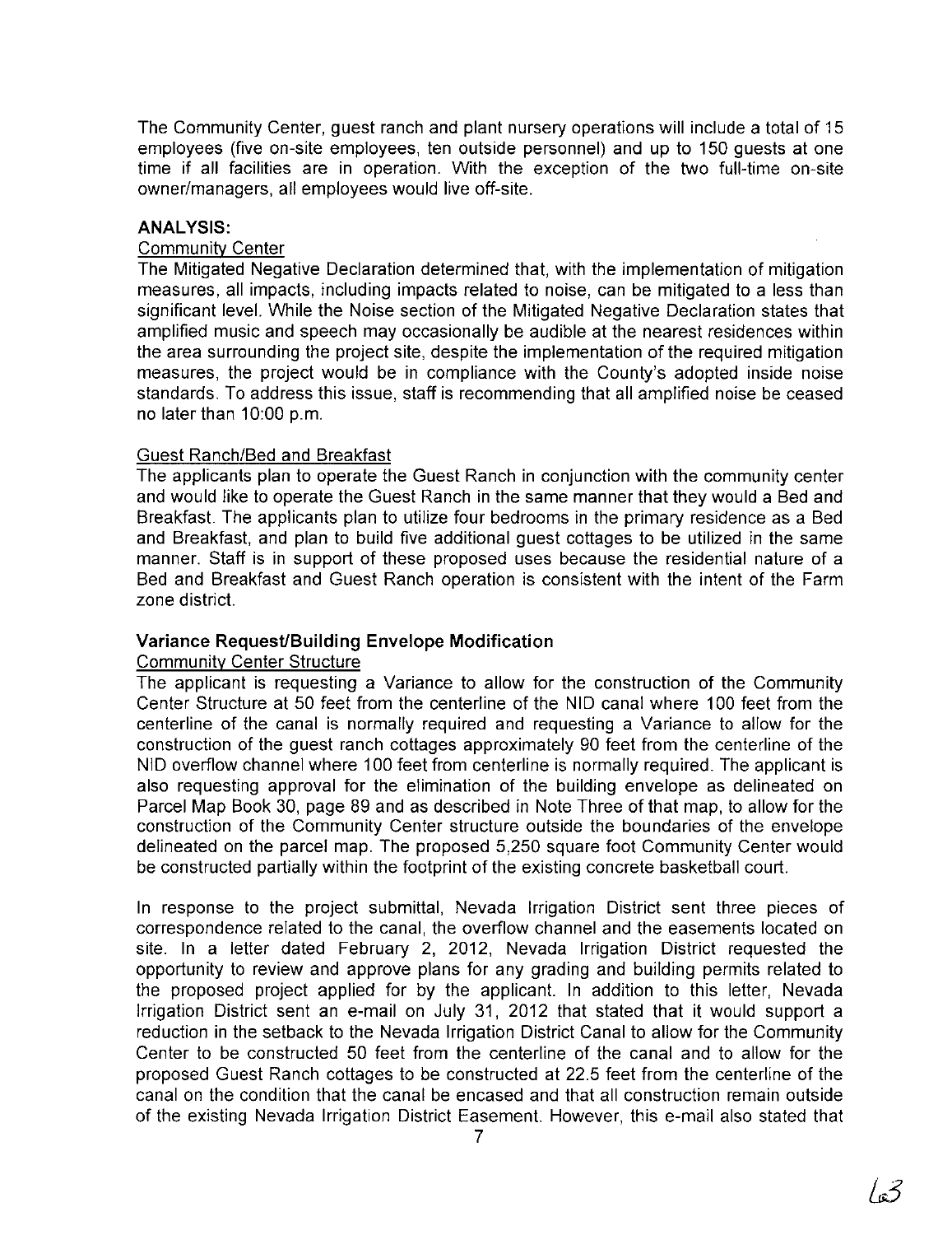The Community Center, guest ranch and plant nursery operations will include a total of 15 employees (five on-site employees, ten outside personnel) and up to 150 guests at one time if all facilities are in operation. With the exception of the two full-time on-site owner/managers, all employees would live off-site.

**ANALYSIS:**

Community Center

The Mitigated Negative Declaration determined that, with the implementation of mitigation measures, all impacts, including impacts related to noise, can be mitigated to a less than significant level. While the Noise section of the Mitigated Negative Declaration states that amplified music and speech may occasionally be audible at the nearest residences within the area surrounding the project site, despite the implementation of the required mitigation measures, the project would be in compliance with the County's adopted inside noise standards. To address this issue, staff is recommending that all amplified noise be ceased no later than 10:00 p.m.

Guest Ranch/Bed and Breakfast

The applicants plan to operate the Guest Ranch in conjunction with the community center and would like to operate the Guest Ranch in the same manner that they would a Bed and Breakfast. The applicants plan to utilize four bedrooms in the primary residence as a Bed and Breakfast, and plan to build five additional guest cottages to be utilized in the same manner. Staff is in support of these proposed uses because the residential nature of a Bed and Breakfast and Guest Ranch operation is consistent with the intent of the Farm zone district.

**Variance Request/Building Envelope Modification**

Community Center Structure

The applicant is requesting a Variance to allow for the construction of the Community Center Structure at 50 feet from the centerline of the NID canal where 100 feet from the centerline of the canal is normally required and requesting a Variance to allow for the construction of the guest ranch cottages approximately 90 feet from the centerline of the NID overflow channel where 100 feet from centerline is normally required. The applicant is also requesting approval for the elimination of the building envelope as delineated on Parcel Map Book 30, page 89 and as described in Note Three of that map, to allow for the construction of the Community Center structure outside the boundaries of the envelope delineated on the parcel map. The proposed 5,250 square foot Community Center would be constructed partially within the footprint of the existing concrete basketball court.

In response to the project submittal, Nevada Irrigation District sent three pieces of correspondence related to the canal, the overflow channel and the easements located on site. In a letter dated February 2, 2012, Nevada Irrigation District requested the opportunity to review and approve plans for any grading and building permits related to the proposed project applied for by the applicant. In addition to this letter, Nevada Irrigation District sent an e-mail on July 31, 2012 that stated that it would support a reduction in the setback to the Nevada Irrigation District Canal to allow for the Community Center to be constructed 50 feet from the centerline of the canal and to allow for the proposed Guest Ranch cottages to be constructed at 22.5 feet from the centerline of the canal on the condition that the canal be encased and that all construction remain outside of the existing Nevada Irrigation District Easement. However, this e-mail also stated that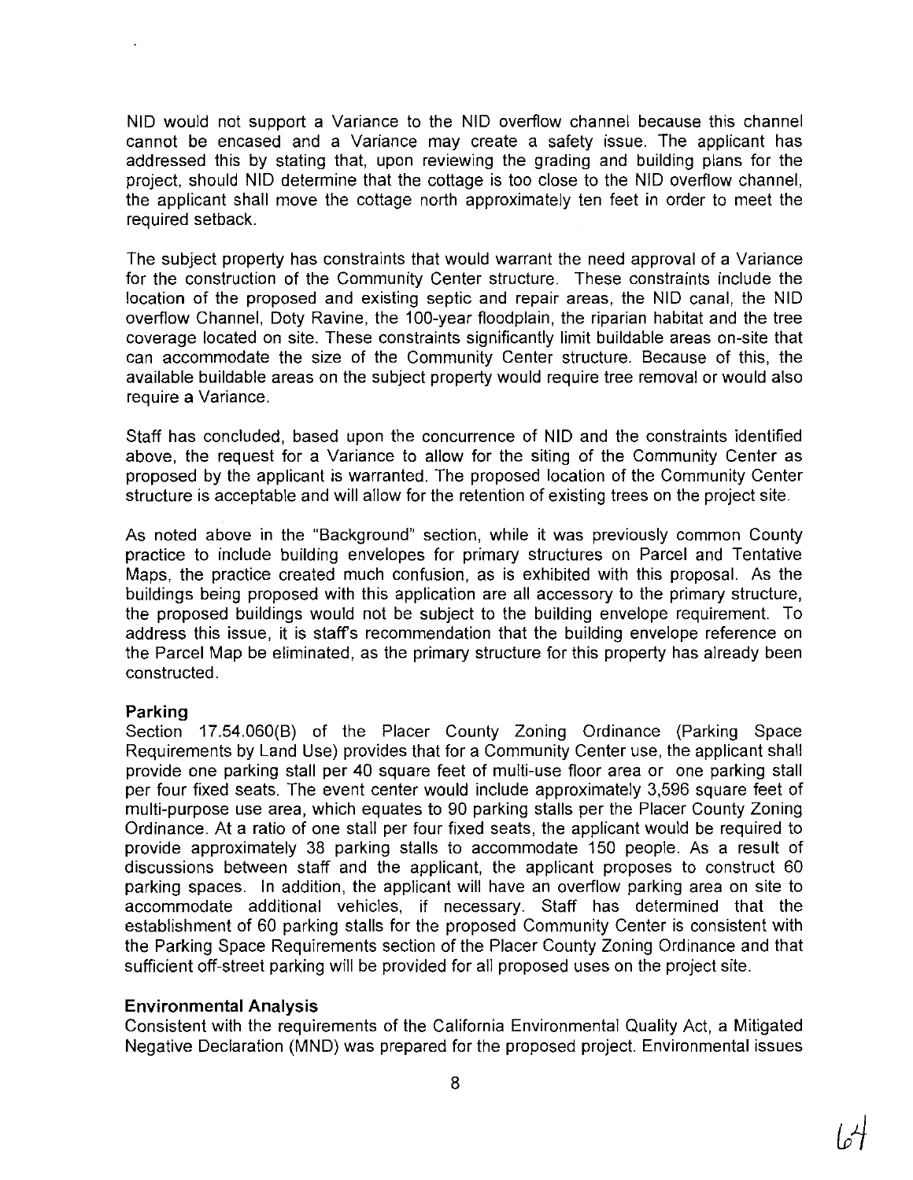NID would not support a Variance to the NID overflow channel because this channel cannot be encased and a Variance may create a safety issue. The applicant has addressed this by stating that, upon reviewing the grading and building plans for the project, should NID determine that the cottage is too close to the NID overflow channel, the applicant shall move the cottage north approximately ten feet in order to meet the required setback.

The subject property has constraints that would warrant the need approval of a Variance for the construction of the Community Center structure. These constraints include the location of the proposed and existing septic and repair areas, the NID canal, the NID overflow Channel, Doty Ravine, the 100-year floodplain, the riparian habitat and the tree coverage located on site. These constraints significantly limit buildable areas on-site that can accommodate the size of the Community Center structure. Because of this, the available buildable areas on the subject property would require tree removal or would also require a Variance.

Staff has concluded, based upon the concurrence of NID and the constraints identified above, the request for a Variance to allow for the siting of the Community Center as proposed by the applicant is warranted. The proposed location of the Community Center structure is acceptable and will allow for the retention of existing trees on the project site.

As noted above in the "Background" section, while it was previously common County practice to include building envelopes for primary structures on Parcel and Tentative Maps, the practice created much confusion, as is exhibited with this proposal. As the buildings being proposed with this application are all accessory to the primary structure, the proposed buildings would not be subject to the building envelope requirement. To address this issue, it is staff's recommendation that the building envelope reference on the Parcel Map be eliminated, as the primary structure for this property has already been constructed.

**Parking**

Section 17.54.060(B) of the Placer County Zoning Ordinance (Parking Space Requirements by Land Use) provides that for a Community Center use, the applicant shall provide one parking stall per 40 square feet of multi-use floor area or one parking stall per four fixed seats. The event center would include approximately 3,596 square feet of multi-purpose use area, which equates to 90 parking stalls per the Placer County Zoning Ordinance. At a ratio of one stall per four fixed seats, the applicant would be required to provide approximately 38 parking stalls to accommodate 150 people. As a result of discussions between staff and the applicant, the applicant proposes to construct 60 parking spaces. In addition, the applicant will have an overflow parking area on site to accommodate additional vehicles, if necessary. Staff has determined that the establishment of 60 parking stalls for the proposed Community Center is consistent with the Parking Space Requirements section of the Placer County Zoning Ordinance and that sufficient off-street parking will be provided for all proposed uses on the project site.

**Environmental Analysis**

Consistent with the requirements of the California Environmental Quality Act, a Mitigated Negative Declaration (MND) was prepared for the proposed project. Environmental issues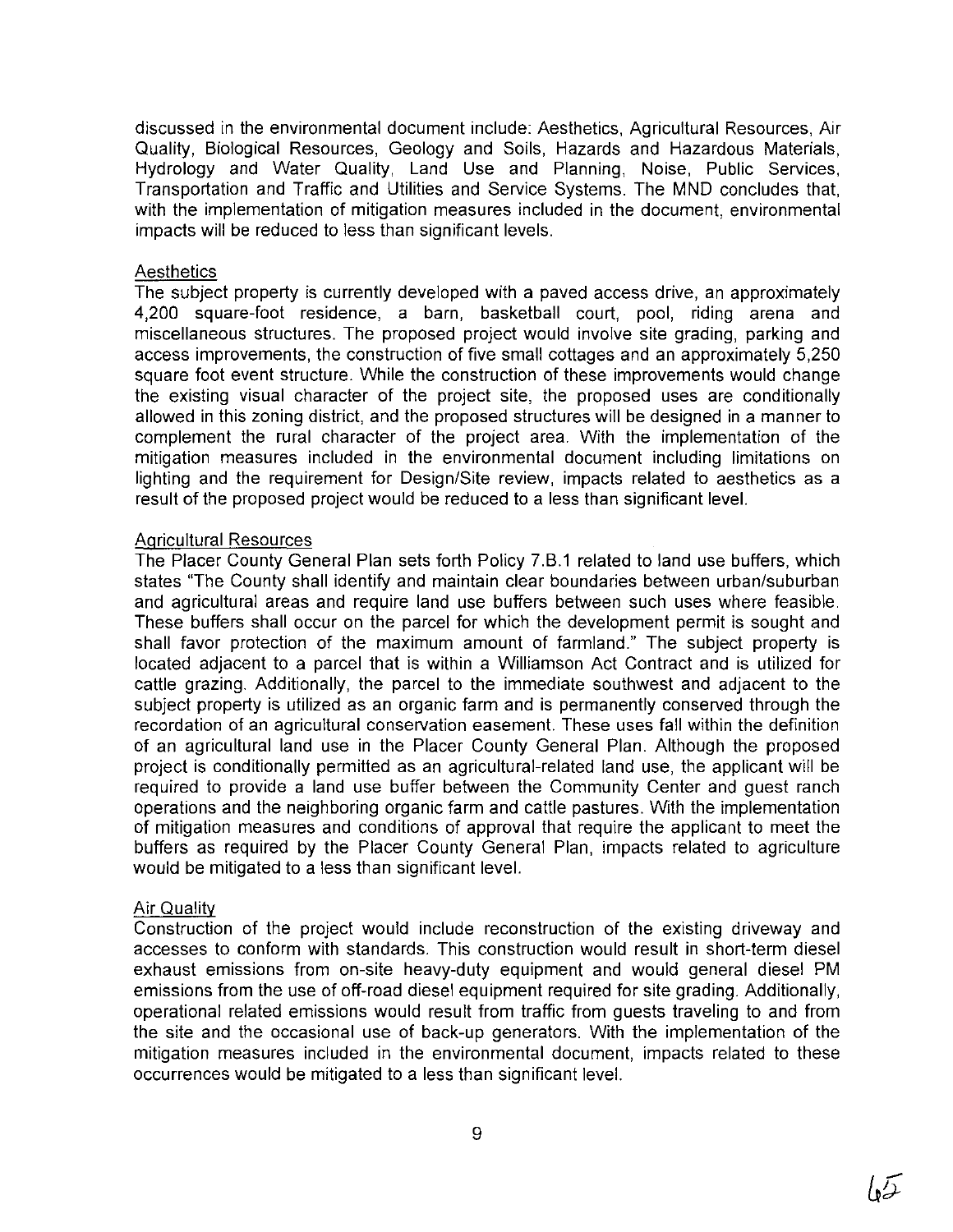discussed in the environmental document include: Aesthetics, Agricultural Resources, Air Quality, Biological Resources, Geology and Soils, Hazards and Hazardous Materials, Hydrology and Water Quality, Land Use and Planning, Noise, Public Services, Transportation and Traffic and Utilities and Service Systems. The MND concludes that, with the implementation of mitigation measures included in the document, environmental impacts will be reduced to less than significant levels.

Aesthetics

The subject property is currently developed with a paved access drive, an approximately 4,200 square-foot residence, a barn, basketball court, pool, riding arena and miscellaneous structures. The proposed project would involve site grading, parking and access improvements, the construction of five small cottages and an approximately 5,250 square foot event structure. While the construction of these improvements would change the existing visual character of the project site, the proposed uses are conditionally allowed in this zoning district, and the proposed structures will be designed in a manner to complement the rural character of the project area. With the implementation of the mitigation measures included in the environmental document including limitations on lighting and the requirement for Design/Site review, impacts related to aesthetics as a result of the proposed project would be reduced to a less than significant level.

Agricultural Resources

The Placer County General Plan sets forth Policy 7.B.1 related to land use buffers, which states "The County shall identify and maintain clear boundaries between urban/suburban and agricultural areas and require land use buffers between such uses where feasible. These buffers shall occur on the parcel for which the development permit is sought and shall favor protection of the maximum amount of farmland." The subject property is located adjacent to a parcel that is within a Williamson Act Contract and is utilized for cattle grazing. Additionally, the parcel to the immediate southwest and adjacent to the subject property is utilized as an organic farm and is permanently conserved through the recordation of an agricultural conservation easement. These uses fall within the definition of an agricultural land use in the Placer County General Plan. Although the proposed project is conditionally permitted as an agricultural-related land use, the applicant will be required to provide a land use buffer between the Community Center and guest ranch operations and the neighboring organic farm and cattle pastures. With the implementation of mitigation measures and conditions of approval that require the applicant to meet the buffers as required by the Placer County General Plan, impacts related to agriculture would be mitigated to a less than significant level.

Air Quality

Construction of the project would include reconstruction of the existing driveway and accesses to conform with standards. This construction would result in short-term diesel exhaust emissions from on-site heavy-duty equipment and would general diesel PM emissions from the use of off-road diesel equipment required for site grading. Additionally, operational related emissions would result from traffic from guests traveling to and from the site and the occasional use of back-up generators. With the implementation of the mitigation measures included in the environmental document, impacts related to these occurrences would be mitigated to a less than significant level.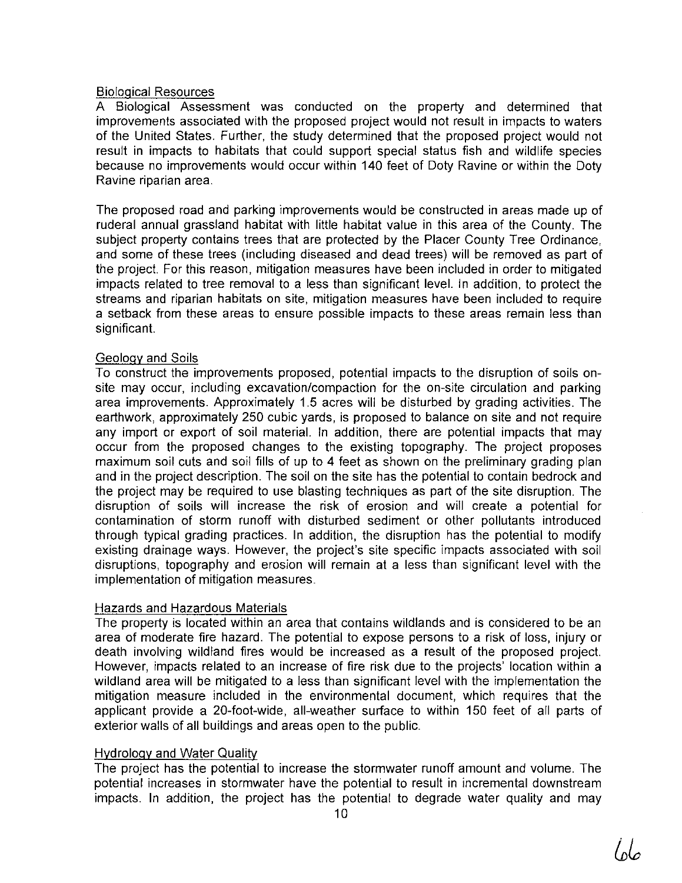Biological Resources

A Biological Assessment was conducted on the property and determined that improvements associated with the proposed project would not result in impacts to waters of the United States. Further, the study determined that the proposed project would not result in impacts to habitats that could support special status fish and wildlife species because no improvements would occur within 140 feet of Doty Ravine or within the Doty Ravine riparian area.

The proposed road and parking improvements would be constructed in areas made up of ruderal annual grassland habitat with little habitat value in this area of the County. The subject property contains trees that are protected by the Placer County Tree Ordinance, and some of these trees (including diseased and dead trees) will be removed as part of the project. For this reason, mitigation measures have been included in order to mitigated impacts related to tree removal to a less than significant level. In addition, to protect the streams and riparian habitats on site, mitigation measures have been included to require a setback from these areas to ensure possible impacts to these areas remain less than significant.

Geology and Soils

To construct the improvements proposed, potential impacts to the disruption of soils on-site may occur, including excavation/compaction for the on-site circulation and parking area improvements. Approximately 1.5 acres will be disturbed by grading activities. The earthwork, approximately 250 cubic yards, is proposed to balance on site and not require any import or export of soil material. In addition, there are potential impacts that may occur from the proposed changes to the existing topography. The project proposes maximum soil cuts and soil fills of up to 4 feet as shown on the preliminary grading plan and in the project description. The soil on the site has the potential to contain bedrock and the project may be required to use blasting techniques as part of the site disruption. The disruption of soils will increase the risk of erosion and will create a potential for contamination of storm runoff with disturbed sediment or other pollutants introduced through typical grading practices. In addition, the disruption has the potential to modify existing drainage ways. However, the project's site specific impacts associated with soil disruptions, topography and erosion will remain at a less than significant level with the implementation of mitigation measures.

Hazards and Hazardous Materials

The property is located within an area that contains wildlands and is considered to be an area of moderate fire hazard. The potential to expose persons to a risk of loss, injury or death involving wildland fires would be increased as a result of the proposed project. However, impacts related to an increase of fire risk due to the projects' location within a wildland area will be mitigated to a less than significant level with the implementation the mitigation measure included in the environmental document, which requires that the applicant provide a 20-foot-wide, all-weather surface to within 150 feet of all parts of exterior walls of all buildings and areas open to the public.

Hydrology and Water Quality

The project has the potential to increase the stormwater runoff amount and volume. The potential increases in stormwater have the potential to result in incremental downstream impacts. In addition, the project has the potential to degrade water quality and may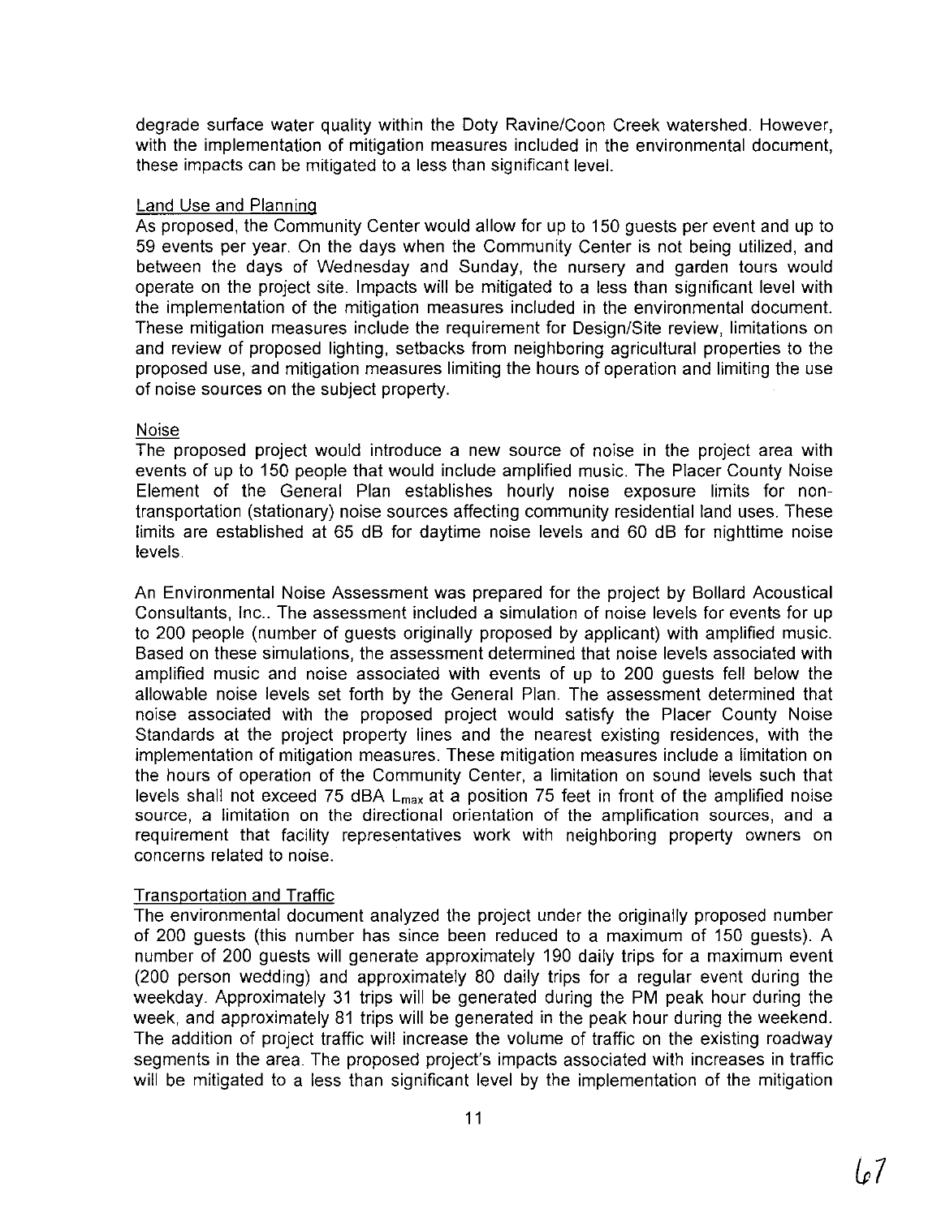degrade surface water quality within the Doty Ravine/Coon Creek watershed. However, with the implementation of mitigation measures included in the environmental document, these impacts can be mitigated to a less than significant level.

Land Use and Planning

As proposed, the Community Center would allow for up to 150 guests per event and up to 59 events per year. On the days when the Community Center is not being utilized, and between the days of Wednesday and Sunday, the nursery and garden tours would operate on the project site. Impacts will be mitigated to a less than significant level with the implementation of the mitigation measures included in the environmental document. These mitigation measures include the requirement for Design/Site review, limitations on and review of proposed lighting, setbacks from neighboring agricultural properties to the proposed use, and mitigation measures limiting the hours of operation and limiting the use of noise sources on the subject property.

Noise

The proposed project would introduce a new source of noise in the project area with events of up to 150 people that would include amplified music. The Placer County Noise Element of the General Plan establishes hourly noise exposure limits for non-transportation (stationary) noise sources affecting community residential land uses. These limits are established at 65 dB for daytime noise levels and 60 dB for nighttime noise levels.

An Environmental Noise Assessment was prepared for the project by Bollard Acoustical Consultants, Inc.. The assessment included a simulation of noise levels for events for up to 200 people (number of guests originally proposed by applicant) with amplified music. Based on these simulations, the assessment determined that noise levels associated with amplified music and noise associated with events of up to 200 guests fell below the allowable noise levels set forth by the General Plan. The assessment determined that noise associated with the proposed project would satisfy the Placer County Noise Standards at the project property lines and the nearest existing residences, with the implementation of mitigation measures. These mitigation measures include a limitation on the hours of operation of the Community Center, a limitation on sound levels such that levels shall not exceed 75 dBA $L_{max}$ at a position 75 feet in front of the amplified noise source, a limitation on the directional orientation of the amplification sources, and a requirement that facility representatives work with neighboring property owners on concerns related to noise.

Transportation and Traffic

The environmental document analyzed the project under the originally proposed number of 200 guests (this number has since been reduced to a maximum of 150 guests). A number of 200 guests will generate approximately 190 daily trips for a maximum event (200 person wedding) and approximately 80 daily trips for a regular event during the weekday. Approximately 31 trips will be generated during the PM peak hour during the week, and approximately 81 trips will be generated in the peak hour during the weekend. The addition of project traffic will increase the volume of traffic on the existing roadway segments in the area. The proposed project's impacts associated with increases in traffic will be mitigated to a less than significant level by the implementation of the mitigation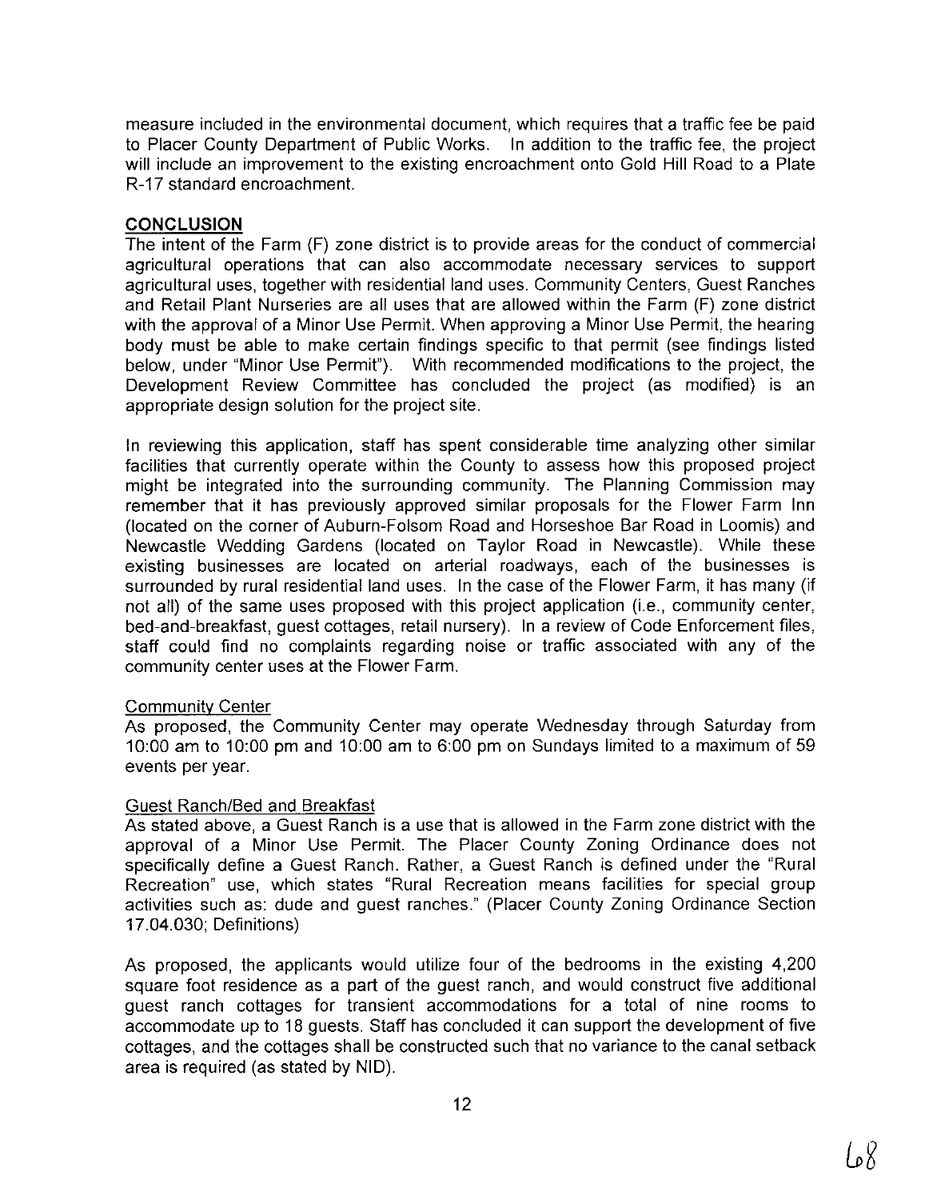measure included in the environmental document, which requires that a traffic fee be paid to Placer County Department of Public Works. In addition to the traffic fee, the project will include an improvement to the existing encroachment onto Gold Hill Road to a Plate R-17 standard encroachment.

## CONCLUSION

The intent of the Farm (F) zone district is to provide areas for the conduct of commercial agricultural operations that can also accommodate necessary services to support agricultural uses, together with residential land uses. Community Centers, Guest Ranches and Retail Plant Nurseries are all uses that are allowed within the Farm (F) zone district with the approval of a Minor Use Permit. When approving a Minor Use Permit, the hearing body must be able to make certain findings specific to that permit (see findings listed below, under "Minor Use Permit"). With recommended modifications to the project, the Development Review Committee has concluded the project (as modified) is an appropriate design solution for the project site.

In reviewing this application, staff has spent considerable time analyzing other similar facilities that currently operate within the County to assess how this proposed project might be integrated into the surrounding community. The Planning Commission may remember that it has previously approved similar proposals for the Flower Farm Inn (located on the corner of Auburn-Folsom Road and Horseshoe Bar Road in Loomis) and Newcastle Wedding Gardens (located on Taylor Road in Newcastle). While these existing businesses are located on arterial roadways, each of the businesses is surrounded by rural residential land uses. In the case of the Flower Farm, it has many (if not all) of the same uses proposed with this project application (i.e., community center, bed-and-breakfast, guest cottages, retail nursery). In a review of Code Enforcement files, staff could find no complaints regarding noise or traffic associated with any of the community center uses at the Flower Farm.

### Community Center

As proposed, the Community Center may operate Wednesday through Saturday from 10:00 am to 10:00 pm and 10:00 am to 6:00 pm on Sundays limited to a maximum of 59 events per year.

### Guest Ranch/Bed and Breakfast

As stated above, a Guest Ranch is a use that is allowed in the Farm zone district with the approval of a Minor Use Permit. The Placer County Zoning Ordinance does not specifically define a Guest Ranch. Rather, a Guest Ranch is defined under the "Rural Recreation" use, which states "Rural Recreation means facilities for special group activities such as: dude and guest ranches." (Placer County Zoning Ordinance Section 17.04.030; Definitions)

As proposed, the applicants would utilize four of the bedrooms in the existing 4,200 square foot residence as a part of the guest ranch, and would construct five additional guest ranch cottages for transient accommodations for a total of nine rooms to accommodate up to 18 guests. Staff has concluded it can support the development of five cottages, and the cottages shall be constructed such that no variance to the canal setback area is required (as stated by NID).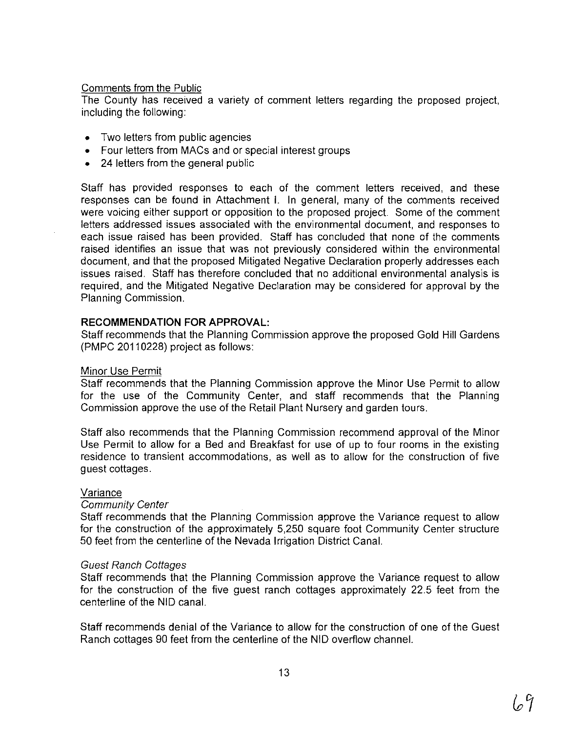Comments from the Public

The County has received a variety of comment letters regarding the proposed project, including the following:

- Two letters from public agencies
- Four letters from MACs and or special interest groups
- 24 letters from the general public

Staff has provided responses to each of the comment letters received, and these responses can be found in Attachment I. In general, many of the comments received were voicing either support or opposition to the proposed project. Some of the comment letters addressed issues associated with the environmental document, and responses to each issue raised has been provided. Staff has concluded that none of the comments raised identifies an issue that was not previously considered within the environmental document, and that the proposed Mitigated Negative Declaration properly addresses each issues raised. Staff has therefore concluded that no additional environmental analysis is required, and the Mitigated Negative Declaration may be considered for approval by the Planning Commission.

**RECOMMENDATION FOR APPROVAL:**

Staff recommends that the Planning Commission approve the proposed Gold Hill Gardens (PMPC 20110228) project as follows:

Minor Use Permit

Staff recommends that the Planning Commission approve the Minor Use Permit to allow for the use of the Community Center, and staff recommends that the Planning Commission approve the use of the Retail Plant Nursery and garden tours.

Staff also recommends that the Planning Commission recommend approval of the Minor Use Permit to allow for a Bed and Breakfast for use of up to four rooms in the existing residence to transient accommodations, as well as to allow for the construction of five guest cottages.

Variance

*Community Center*

Staff recommends that the Planning Commission approve the Variance request to allow for the construction of the approximately 5,250 square foot Community Center structure 50 feet from the centerline of the Nevada Irrigation District Canal.

*Guest Ranch Cottages*

Staff recommends that the Planning Commission approve the Variance request to allow for the construction of the five guest ranch cottages approximately 22.5 feet from the centerline of the NID canal.

Staff recommends denial of the Variance to allow for the construction of one of the Guest Ranch cottages 90 feet from the centerline of the NID overflow channel.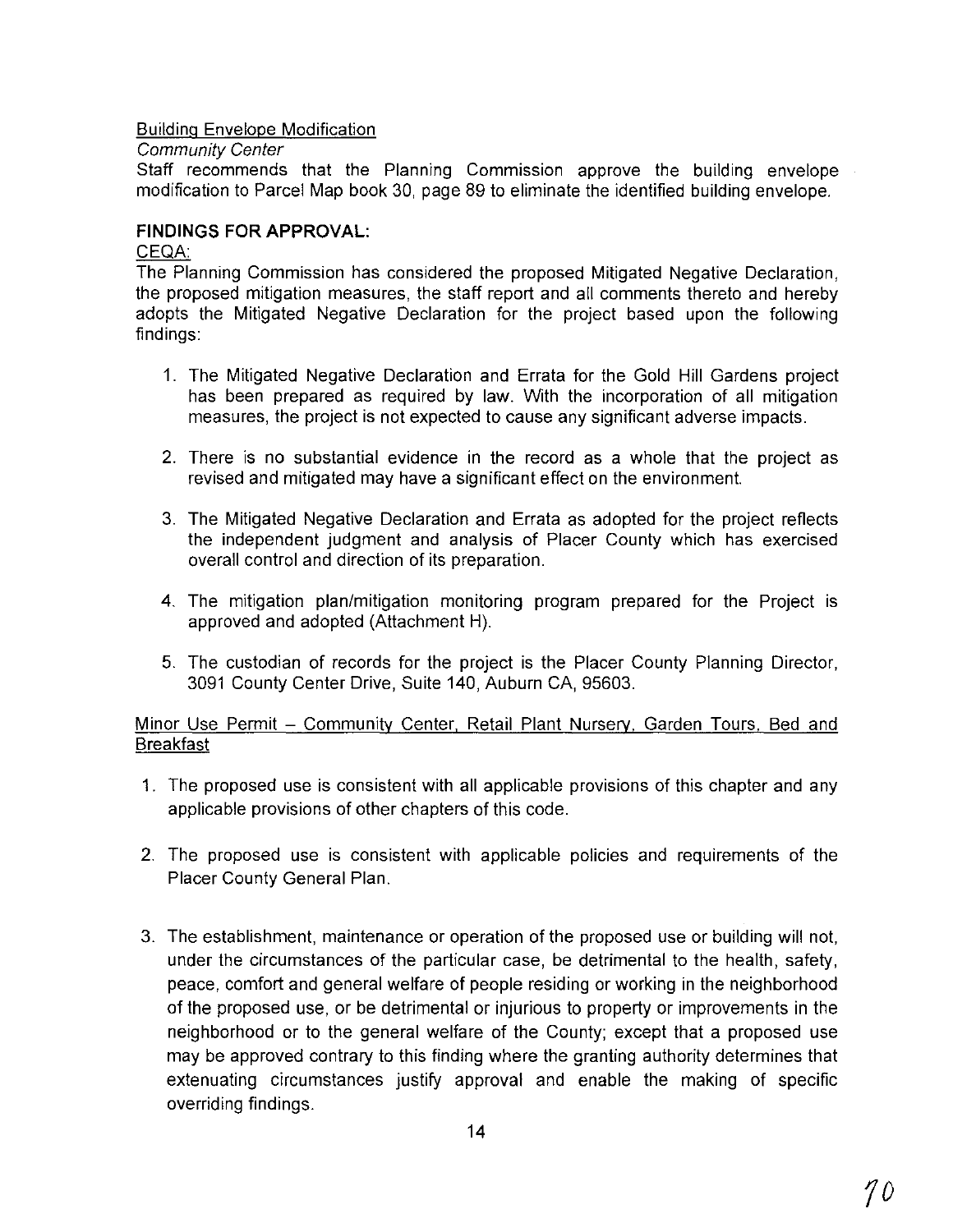Building Envelope Modification

*Community Center*

Staff recommends that the Planning Commission approve the building envelope modification to Parcel Map book 30, page 89 to eliminate the identified building envelope.

**FINDINGS FOR APPROVAL:**

CEQA:

The Planning Commission has considered the proposed Mitigated Negative Declaration, the proposed mitigation measures, the staff report and all comments thereto and hereby adopts the Mitigated Negative Declaration for the project based upon the following findings:

1. The Mitigated Negative Declaration and Errata for the Gold Hill Gardens project has been prepared as required by law. With the incorporation of all mitigation measures, the project is not expected to cause any significant adverse impacts.

2. There is no substantial evidence in the record as a whole that the project as revised and mitigated may have a significant effect on the environment.

3. The Mitigated Negative Declaration and Errata as adopted for the project reflects the independent judgment and analysis of Placer County which has exercised overall control and direction of its preparation.

4. The mitigation plan/mitigation monitoring program prepared for the Project is approved and adopted (Attachment H).

5. The custodian of records for the project is the Placer County Planning Director, 3091 County Center Drive, Suite 140, Auburn CA, 95603.

Minor Use Permit – Community Center, Retail Plant Nursery, Garden Tours, Bed and Breakfast

1. The proposed use is consistent with all applicable provisions of this chapter and any applicable provisions of other chapters of this code.

2. The proposed use is consistent with applicable policies and requirements of the Placer County General Plan.

3. The establishment, maintenance or operation of the proposed use or building will not, under the circumstances of the particular case, be detrimental to the health, safety, peace, comfort and general welfare of people residing or working in the neighborhood of the proposed use, or be detrimental or injurious to property or improvements in the neighborhood or to the general welfare of the County; except that a proposed use may be approved contrary to this finding where the granting authority determines that extenuating circumstances justify approval and enable the making of specific overriding findings.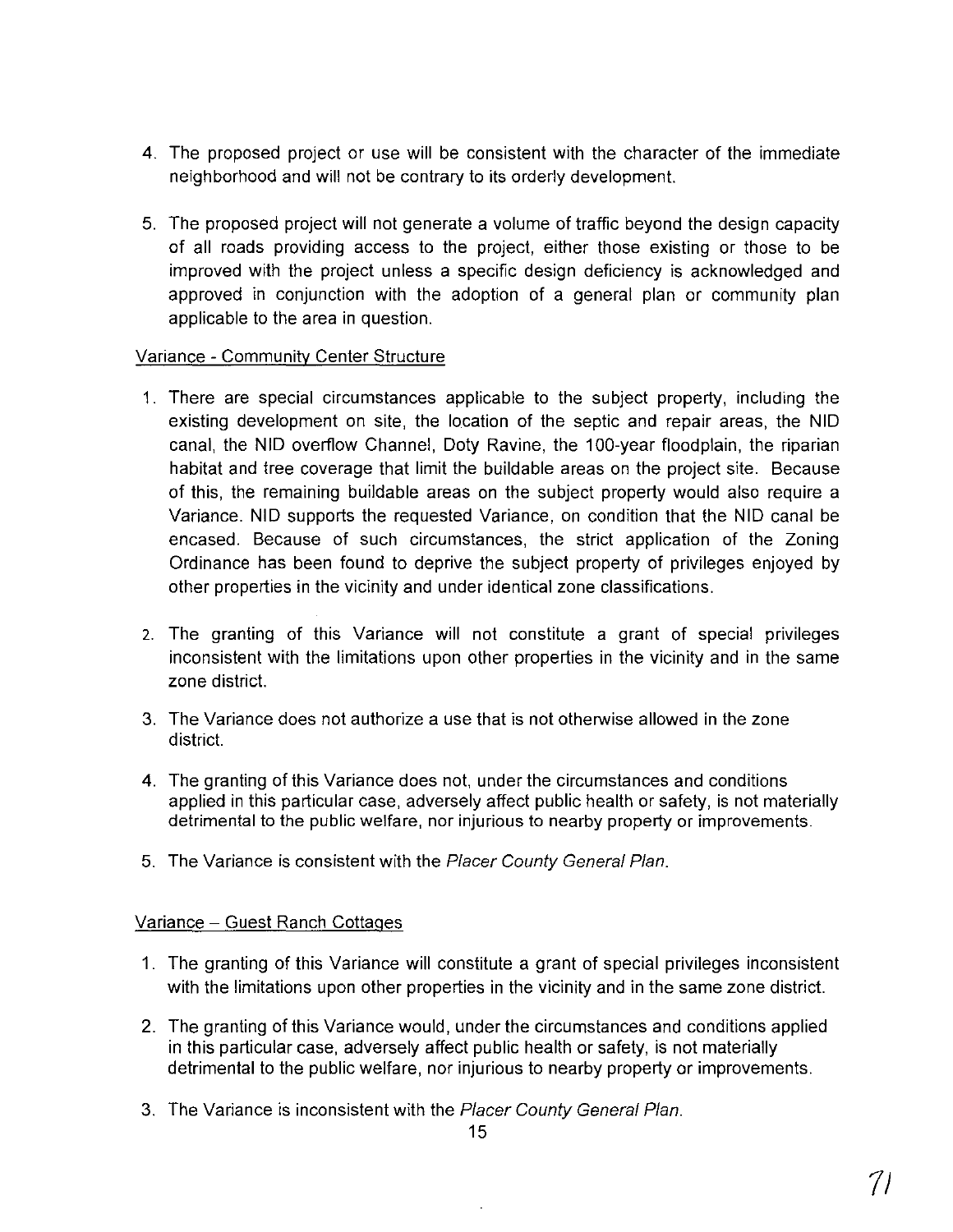4. The proposed project or use will be consistent with the character of the immediate neighborhood and will not be contrary to its orderly development.

5. The proposed project will not generate a volume of traffic beyond the design capacity of all roads providing access to the project, either those existing or those to be improved with the project unless a specific design deficiency is acknowledged and approved in conjunction with the adoption of a general plan or community plan applicable to the area in question.

Variance - Community Center Structure

1. There are special circumstances applicable to the subject property, including the existing development on site, the location of the septic and repair areas, the NID canal, the NID overflow Channel, Doty Ravine, the 100-year floodplain, the riparian habitat and tree coverage that limit the buildable areas on the project site. Because of this, the remaining buildable areas on the subject property would also require a Variance. NID supports the requested Variance, on condition that the NID canal be encased. Because of such circumstances, the strict application of the Zoning Ordinance has been found to deprive the subject property of privileges enjoyed by other properties in the vicinity and under identical zone classifications.

2. The granting of this Variance will not constitute a grant of special privileges inconsistent with the limitations upon other properties in the vicinity and in the same zone district.

3. The Variance does not authorize a use that is not otherwise allowed in the zone district.

4. The granting of this Variance does not, under the circumstances and conditions applied in this particular case, adversely affect public health or safety, is not materially detrimental to the public welfare, nor injurious to nearby property or improvements.

5. The Variance is consistent with the *Placer County General Plan*.

Variance – Guest Ranch Cottages

1. The granting of this Variance will constitute a grant of special privileges inconsistent with the limitations upon other properties in the vicinity and in the same zone district.

2. The granting of this Variance would, under the circumstances and conditions applied in this particular case, adversely affect public health or safety, is not materially detrimental to the public welfare, nor injurious to nearby property or improvements.

3. The Variance is inconsistent with the *Placer County General Plan*.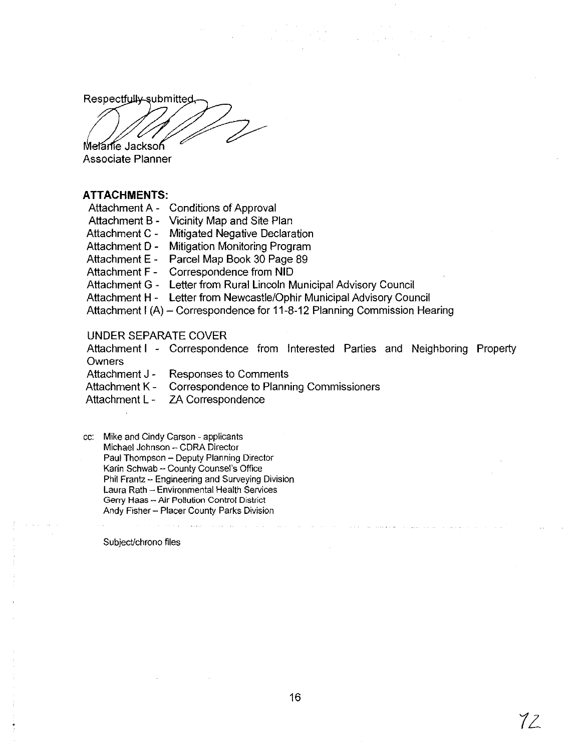Respectfully submitted,

Melanie Jackson
Associate Planner

**ATTACHMENTS:**

Attachment A - Conditions of Approval
Attachment B - Vicinity Map and Site Plan
Attachment C - Mitigated Negative Declaration
Attachment D - Mitigation Monitoring Program
Attachment E - Parcel Map Book 30 Page 89
Attachment F - Correspondence from NID
Attachment G - Letter from Rural Lincoln Municipal Advisory Council
Attachment H - Letter from Newcastle/Ophir Municipal Advisory Council
Attachment I (A) – Correspondence for 11-8-12 Planning Commission Hearing

UNDER SEPARATE COVER

Attachment I - Correspondence from Interested Parties and Neighboring Property Owners
Attachment J - Responses to Comments
Attachment K - Correspondence to Planning Commissioners
Attachment L - ZA Correspondence

cc: Mike and Cindy Carson - applicants
Michael Johnson – CDRA Director
Paul Thompson – Deputy Planning Director
Karin Schwab – County Counsel's Office
Phil Frantz – Engineering and Surveying Division
Laura Rath – Environmental Health Services
Gerry Haas – Air Pollution Control District
Andy Fisher – Placer County Parks Division

Subject/chrono files

72